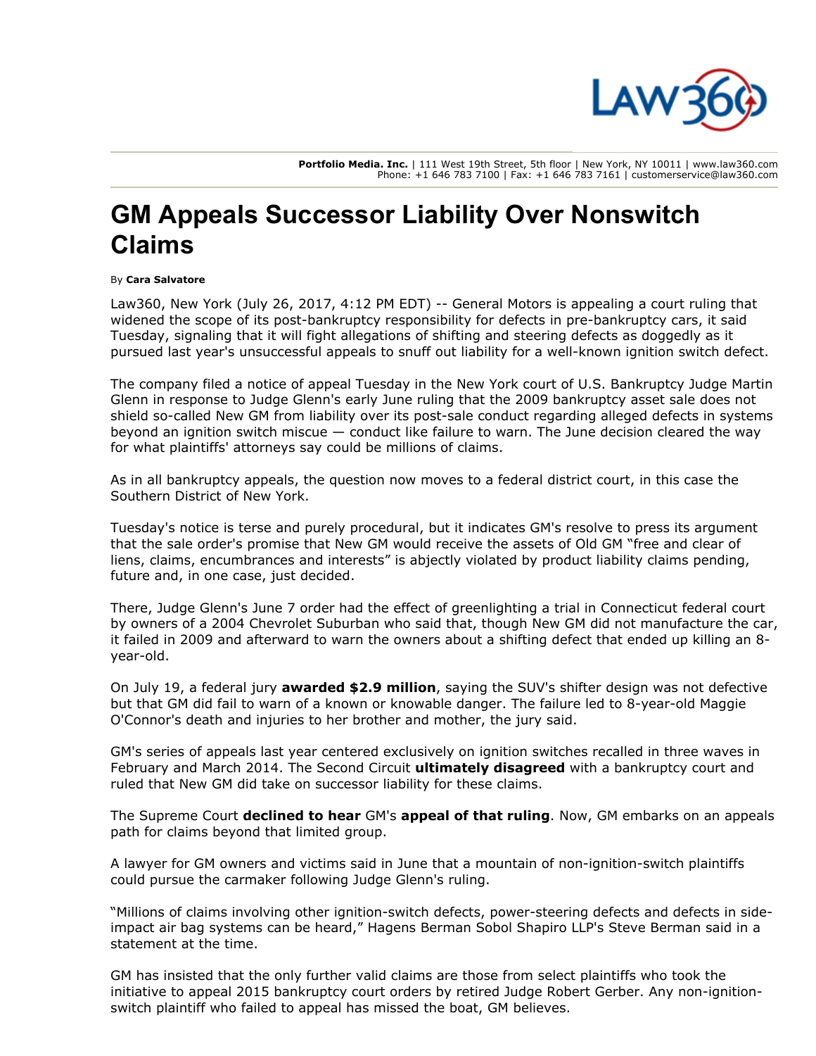Portfolio Media. Inc. | 111 West 19th Street, 5th floor | New York, NY 10011 | www.law360.com
Phone: +1 646 783 7100 | Fax: +1 646 783 7161 | customerservice@law360.com

# GM Appeals Successor Liability Over Nonswitch Claims

By **Cara Salvatore**

Law360, New York (July 26, 2017, 4:12 PM EDT) -- General Motors is appealing a court ruling that widened the scope of its post-bankruptcy responsibility for defects in pre-bankruptcy cars, it said Tuesday, signaling that it will fight allegations of shifting and steering defects as doggedly as it pursued last year's unsuccessful appeals to snuff out liability for a well-known ignition switch defect.

The company filed a notice of appeal Tuesday in the New York court of U.S. Bankruptcy Judge Martin Glenn in response to Judge Glenn's early June ruling that the 2009 bankruptcy asset sale does not shield so-called New GM from liability over its post-sale conduct regarding alleged defects in systems beyond an ignition switch miscue — conduct like failure to warn. The June decision cleared the way for what plaintiffs' attorneys say could be millions of claims.

As in all bankruptcy appeals, the question now moves to a federal district court, in this case the Southern District of New York.

Tuesday's notice is terse and purely procedural, but it indicates GM's resolve to press its argument that the sale order's promise that New GM would receive the assets of Old GM "free and clear of liens, claims, encumbrances and interests" is abjectly violated by product liability claims pending, future and, in one case, just decided.

There, Judge Glenn's June 7 order had the effect of greenlighting a trial in Connecticut federal court by owners of a 2004 Chevrolet Suburban who said that, though New GM did not manufacture the car, it failed in 2009 and afterward to warn the owners about a shifting defect that ended up killing an 8-year-old.

On July 19, a federal jury **awarded $2.9 million**, saying the SUV's shifter design was not defective but that GM did fail to warn of a known or knowable danger. The failure led to 8-year-old Maggie O'Connor's death and injuries to her brother and mother, the jury said.

GM's series of appeals last year centered exclusively on ignition switches recalled in three waves in February and March 2014. The Second Circuit **ultimately disagreed** with a bankruptcy court and ruled that New GM did take on successor liability for these claims.

The Supreme Court **declined to hear** GM's **appeal of that ruling**. Now, GM embarks on an appeals path for claims beyond that limited group.

A lawyer for GM owners and victims said in June that a mountain of non-ignition-switch plaintiffs could pursue the carmaker following Judge Glenn's ruling.

"Millions of claims involving other ignition-switch defects, power-steering defects and defects in side-impact air bag systems can be heard," Hagens Berman Sobol Shapiro LLP's Steve Berman said in a statement at the time.

GM has insisted that the only further valid claims are those from select plaintiffs who took the initiative to appeal 2015 bankruptcy court orders by retired Judge Robert Gerber. Any non-ignition-switch plaintiff who failed to appeal has missed the boat, GM believes.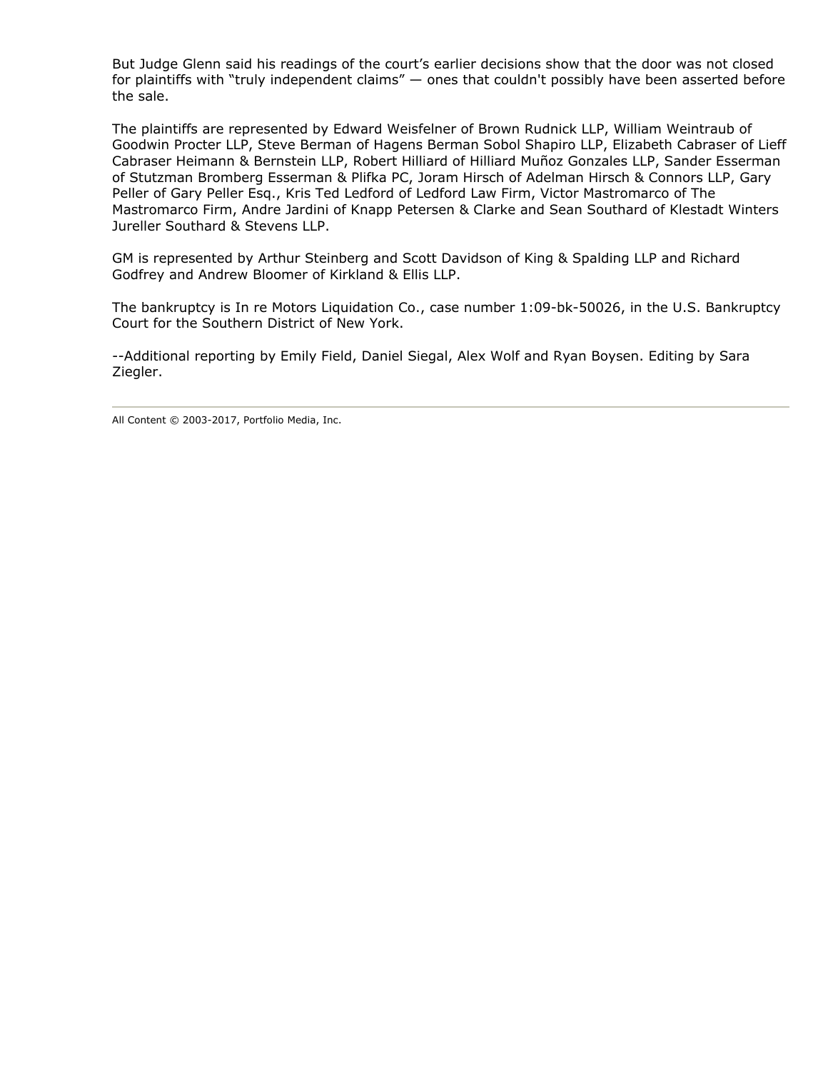But Judge Glenn said his readings of the court's earlier decisions show that the door was not closed for plaintiffs with "truly independent claims" — ones that couldn't possibly have been asserted before the sale.

The plaintiffs are represented by Edward Weisfelner of Brown Rudnick LLP, William Weintraub of Goodwin Procter LLP, Steve Berman of Hagens Berman Sobol Shapiro LLP, Elizabeth Cabraser of Lieff Cabraser Heimann & Bernstein LLP, Robert Hilliard of Hilliard Muñoz Gonzales LLP, Sander Esserman of Stutzman Bromberg Esserman & Plifka PC, Joram Hirsch of Adelman Hirsch & Connors LLP, Gary Peller of Gary Peller Esq., Kris Ted Ledford of Ledford Law Firm, Victor Mastromarco of The Mastromarco Firm, Andre Jardini of Knapp Petersen & Clarke and Sean Southard of Klestadt Winters Jureller Southard & Stevens LLP.

GM is represented by Arthur Steinberg and Scott Davidson of King & Spalding LLP and Richard Godfrey and Andrew Bloomer of Kirkland & Ellis LLP.

The bankruptcy is In re Motors Liquidation Co., case number 1:09-bk-50026, in the U.S. Bankruptcy Court for the Southern District of New York.

--Additional reporting by Emily Field, Daniel Siegal, Alex Wolf and Ryan Boysen. Editing by Sara Ziegler.

---

All Content © 2003-2017, Portfolio Media, Inc.